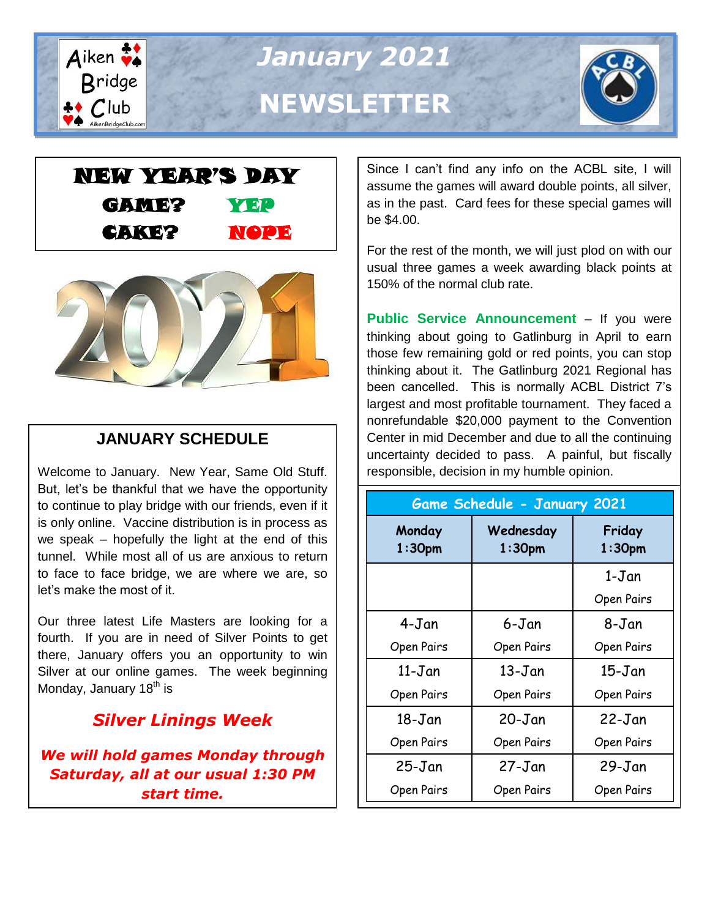# January 2021 NEWSLETTER

Aiken Bridge Club

## NEW YEAR'S DAY

**GAME?** YEP

**CAKE?** NOPE

## JANUARY SCHEDULE

Welcome to January. New Year, Same Old Stuff. But, let's be thankful that we have the opportunity to continue to play bridge with our friends, even if it is only online. Vaccine distribution is in process as we speak – hopefully the light at the end of this tunnel. While most all of us are anxious to return to face to face bridge, we are where we are, so let's make the most of it.

Our three latest Life Masters are looking for a fourth. If you are in need of Silver Points to get there, January offers you an opportunity to win Silver at our online games. The week beginning Monday, January 18th is

### *Silver Linings Week*

***We will hold games Monday through Saturday, all at our usual 1:30 PM start time.***

Since I can't find any info on the ACBL site, I will assume the games will award double points, all silver, as in the past. Card fees for these special games will be $4.00.

For the rest of the month, we will just plod on with our usual three games a week awarding black points at 150% of the normal club rate.

**Public Service Announcement** – If you were thinking about going to Gatlinburg in April to earn those few remaining gold or red points, you can stop thinking about it. The Gatlinburg 2021 Regional has been cancelled. This is normally ACBL District 7's largest and most profitable tournament. They faced a nonrefundable $20,000 payment to the Convention Center in mid December and due to all the continuing uncertainty decided to pass. A painful, but fiscally responsible, decision in my humble opinion.

| Game Schedule - January 2021 | | |
|---|---|---|
| **Monday 1:30pm** | **Wednesday 1:30pm** | **Friday 1:30pm** |
| | | 1-Jan Open Pairs |
| 4-Jan Open Pairs | 6-Jan Open Pairs | 8-Jan Open Pairs |
| 11-Jan Open Pairs | 13-Jan Open Pairs | 15-Jan Open Pairs |
| 18-Jan Open Pairs | 20-Jan Open Pairs | 22-Jan Open Pairs |
| 25-Jan Open Pairs | 27-Jan Open Pairs | 29-Jan Open Pairs |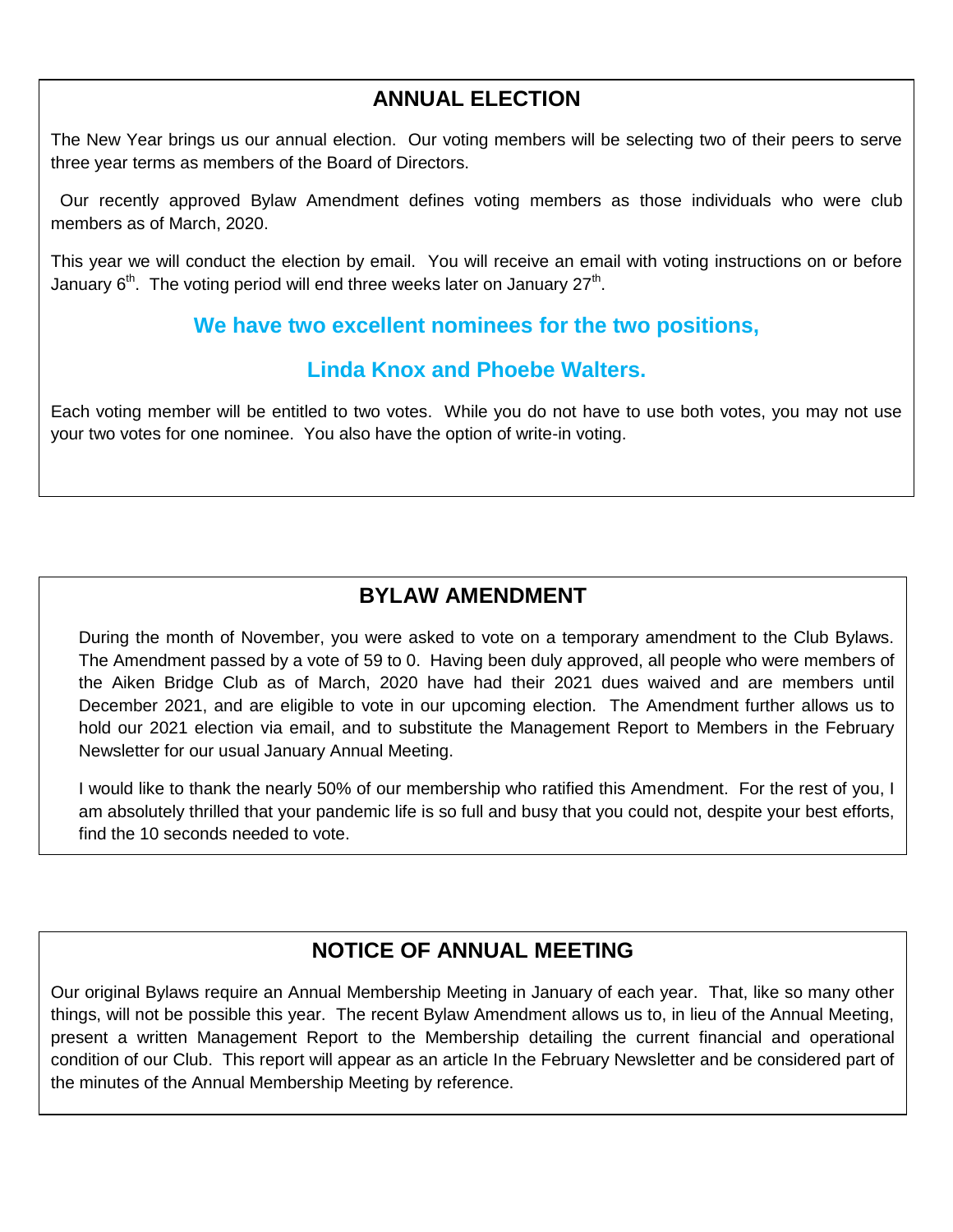## ANNUAL ELECTION

The New Year brings us our annual election. Our voting members will be selecting two of their peers to serve three year terms as members of the Board of Directors.

Our recently approved Bylaw Amendment defines voting members as those individuals who were club members as of March, 2020.

This year we will conduct the election by email. You will receive an email with voting instructions on or before January 6th. The voting period will end three weeks later on January 27th.

**We have two excellent nominees for the two positions,**

**Linda Knox and Phoebe Walters.**

Each voting member will be entitled to two votes. While you do not have to use both votes, you may not use your two votes for one nominee. You also have the option of write-in voting.

## BYLAW AMENDMENT

During the month of November, you were asked to vote on a temporary amendment to the Club Bylaws. The Amendment passed by a vote of 59 to 0. Having been duly approved, all people who were members of the Aiken Bridge Club as of March, 2020 have had their 2021 dues waived and are members until December 2021, and are eligible to vote in our upcoming election. The Amendment further allows us to hold our 2021 election via email, and to substitute the Management Report to Members in the February Newsletter for our usual January Annual Meeting.

I would like to thank the nearly 50% of our membership who ratified this Amendment. For the rest of you, I am absolutely thrilled that your pandemic life is so full and busy that you could not, despite your best efforts, find the 10 seconds needed to vote.

## NOTICE OF ANNUAL MEETING

Our original Bylaws require an Annual Membership Meeting in January of each year. That, like so many other things, will not be possible this year. The recent Bylaw Amendment allows us to, in lieu of the Annual Meeting, present a written Management Report to the Membership detailing the current financial and operational condition of our Club. This report will appear as an article In the February Newsletter and be considered part of the minutes of the Annual Membership Meeting by reference.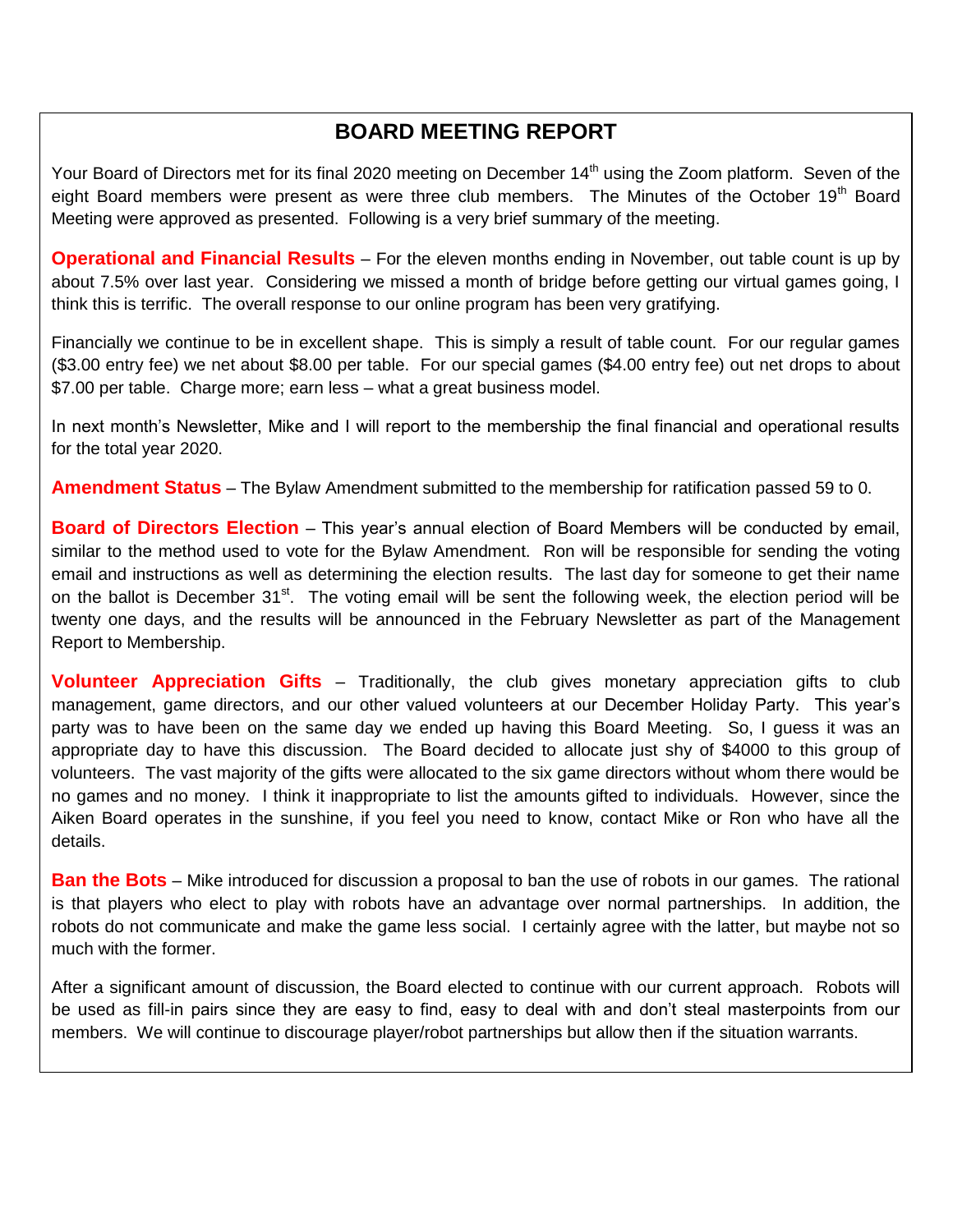## BOARD MEETING REPORT

Your Board of Directors met for its final 2020 meeting on December 14th using the Zoom platform. Seven of the eight Board members were present as were three club members. The Minutes of the October 19th Board Meeting were approved as presented. Following is a very brief summary of the meeting.

**Operational and Financial Results** – For the eleven months ending in November, out table count is up by about 7.5% over last year. Considering we missed a month of bridge before getting our virtual games going, I think this is terrific. The overall response to our online program has been very gratifying.

Financially we continue to be in excellent shape. This is simply a result of table count. For our regular games ($3.00 entry fee) we net about $8.00 per table. For our special games ($4.00 entry fee) out net drops to about $7.00 per table. Charge more; earn less – what a great business model.

In next month's Newsletter, Mike and I will report to the membership the final financial and operational results for the total year 2020.

**Amendment Status** – The Bylaw Amendment submitted to the membership for ratification passed 59 to 0.

**Board of Directors Election** – This year's annual election of Board Members will be conducted by email, similar to the method used to vote for the Bylaw Amendment. Ron will be responsible for sending the voting email and instructions as well as determining the election results. The last day for someone to get their name on the ballot is December 31st. The voting email will be sent the following week, the election period will be twenty one days, and the results will be announced in the February Newsletter as part of the Management Report to Membership.

**Volunteer Appreciation Gifts** – Traditionally, the club gives monetary appreciation gifts to club management, game directors, and our other valued volunteers at our December Holiday Party. This year's party was to have been on the same day we ended up having this Board Meeting. So, I guess it was an appropriate day to have this discussion. The Board decided to allocate just shy of $4000 to this group of volunteers. The vast majority of the gifts were allocated to the six game directors without whom there would be no games and no money. I think it inappropriate to list the amounts gifted to individuals. However, since the Aiken Board operates in the sunshine, if you feel you need to know, contact Mike or Ron who have all the details.

**Ban the Bots** – Mike introduced for discussion a proposal to ban the use of robots in our games. The rational is that players who elect to play with robots have an advantage over normal partnerships. In addition, the robots do not communicate and make the game less social. I certainly agree with the latter, but maybe not so much with the former.

After a significant amount of discussion, the Board elected to continue with our current approach. Robots will be used as fill-in pairs since they are easy to find, easy to deal with and don't steal masterpoints from our members. We will continue to discourage player/robot partnerships but allow then if the situation warrants.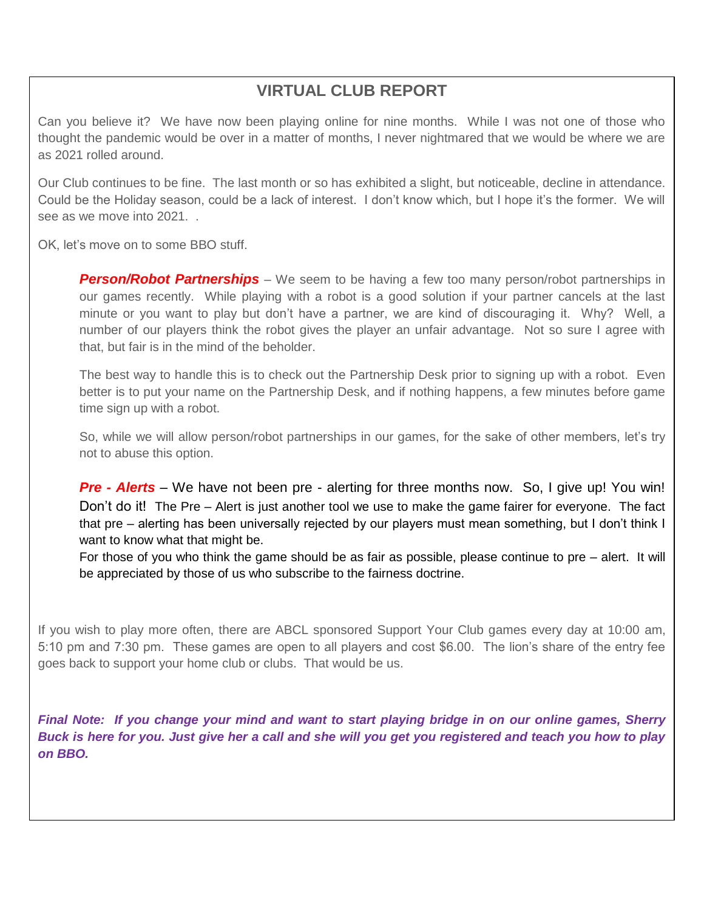## VIRTUAL CLUB REPORT

Can you believe it? We have now been playing online for nine months. While I was not one of those who thought the pandemic would be over in a matter of months, I never nightmared that we would be where we are as 2021 rolled around.

Our Club continues to be fine. The last month or so has exhibited a slight, but noticeable, decline in attendance. Could be the Holiday season, could be a lack of interest. I don't know which, but I hope it's the former. We will see as we move into 2021. .

OK, let's move on to some BBO stuff.

> ***Person/Robot Partnerships*** – We seem to be having a few too many person/robot partnerships in our games recently. While playing with a robot is a good solution if your partner cancels at the last minute or you want to play but don't have a partner, we are kind of discouraging it. Why? Well, a number of our players think the robot gives the player an unfair advantage. Not so sure I agree with that, but fair is in the mind of the beholder.
>
> The best way to handle this is to check out the Partnership Desk prior to signing up with a robot. Even better is to put your name on the Partnership Desk, and if nothing happens, a few minutes before game time sign up with a robot.
>
> So, while we will allow person/robot partnerships in our games, for the sake of other members, let's try not to abuse this option.
>
> ***Pre - Alerts*** – We have not been pre - alerting for three months now. So, I give up! You win! Don't do it! The Pre – Alert is just another tool we use to make the game fairer for everyone. The fact that pre – alerting has been universally rejected by our players must mean something, but I don't think I want to know what that might be.
>
> For those of you who think the game should be as fair as possible, please continue to pre – alert. It will be appreciated by those of us who subscribe to the fairness doctrine.

If you wish to play more often, there are ABCL sponsored Support Your Club games every day at 10:00 am, 5:10 pm and 7:30 pm. These games are open to all players and cost $6.00. The lion's share of the entry fee goes back to support your home club or clubs. That would be us.

***Final Note: If you change your mind and want to start playing bridge in on our online games, Sherry Buck is here for you. Just give her a call and she will you get you registered and teach you how to play on BBO.***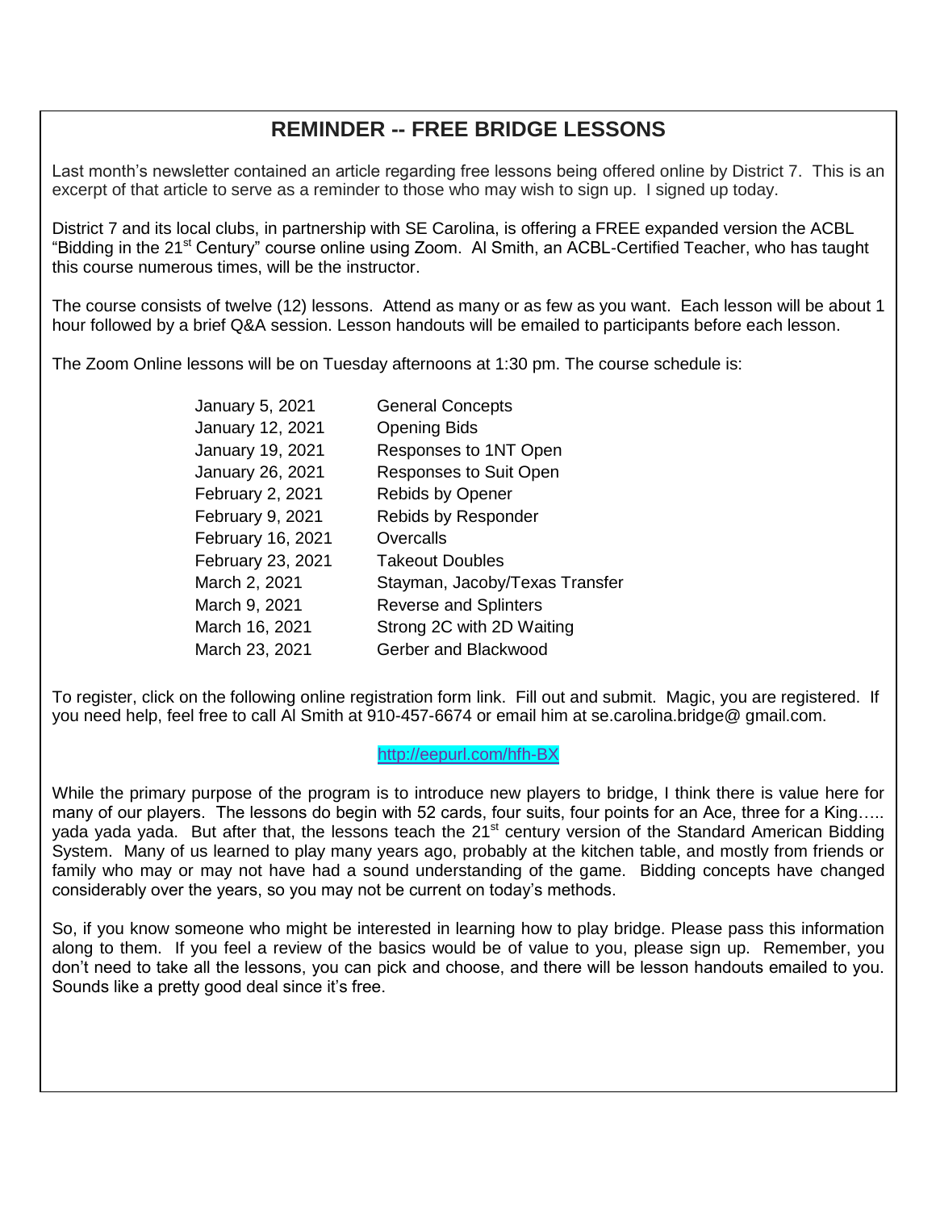## REMINDER -- FREE BRIDGE LESSONS

Last month's newsletter contained an article regarding free lessons being offered online by District 7. This is an excerpt of that article to serve as a reminder to those who may wish to sign up. I signed up today.

District 7 and its local clubs, in partnership with SE Carolina, is offering a FREE expanded version the ACBL "Bidding in the 21st Century" course online using Zoom. Al Smith, an ACBL-Certified Teacher, who has taught this course numerous times, will be the instructor.

The course consists of twelve (12) lessons. Attend as many or as few as you want. Each lesson will be about 1 hour followed by a brief Q&A session. Lesson handouts will be emailed to participants before each lesson.

The Zoom Online lessons will be on Tuesday afternoons at 1:30 pm. The course schedule is:

| | |
|---|---|
| January 5, 2021 | General Concepts |
| January 12, 2021 | Opening Bids |
| January 19, 2021 | Responses to 1NT Open |
| January 26, 2021 | Responses to Suit Open |
| February 2, 2021 | Rebids by Opener |
| February 9, 2021 | Rebids by Responder |
| February 16, 2021 | Overcalls |
| February 23, 2021 | Takeout Doubles |
| March 2, 2021 | Stayman, Jacoby/Texas Transfer |
| March 9, 2021 | Reverse and Splinters |
| March 16, 2021 | Strong 2C with 2D Waiting |
| March 23, 2021 | Gerber and Blackwood |

To register, click on the following online registration form link. Fill out and submit. Magic, you are registered. If you need help, feel free to call Al Smith at 910-457-6674 or email him at se.carolina.bridge@ gmail.com.

http://eepurl.com/hfh-BX

While the primary purpose of the program is to introduce new players to bridge, I think there is value here for many of our players. The lessons do begin with 52 cards, four suits, four points for an Ace, three for a King….. yada yada yada. But after that, the lessons teach the 21st century version of the Standard American Bidding System. Many of us learned to play many years ago, probably at the kitchen table, and mostly from friends or family who may or may not have had a sound understanding of the game. Bidding concepts have changed considerably over the years, so you may not be current on today's methods.

So, if you know someone who might be interested in learning how to play bridge. Please pass this information along to them. If you feel a review of the basics would be of value to you, please sign up. Remember, you don't need to take all the lessons, you can pick and choose, and there will be lesson handouts emailed to you. Sounds like a pretty good deal since it's free.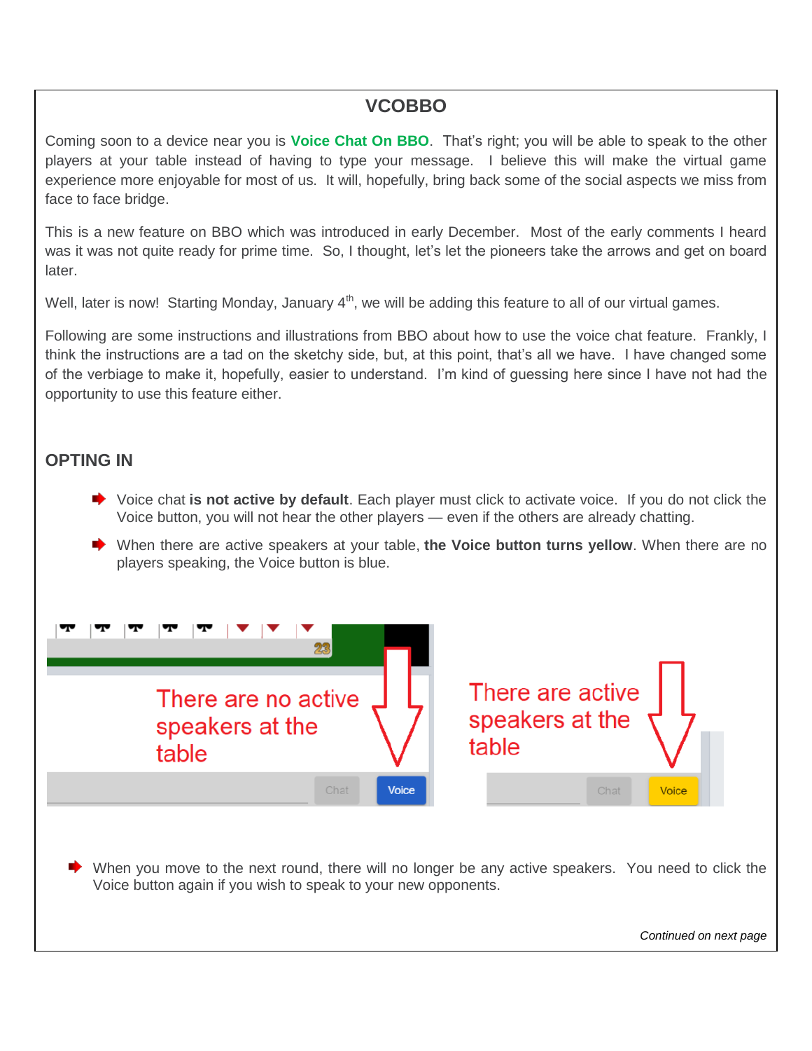# VCOBBO

Coming soon to a device near you is **Voice Chat On BBO**. That's right; you will be able to speak to the other players at your table instead of having to type your message. I believe this will make the virtual game experience more enjoyable for most of us. It will, hopefully, bring back some of the social aspects we miss from face to face bridge.

This is a new feature on BBO which was introduced in early December. Most of the early comments I heard was it was not quite ready for prime time. So, I thought, let's let the pioneers take the arrows and get on board later.

Well, later is now! Starting Monday, January 4th, we will be adding this feature to all of our virtual games.

Following are some instructions and illustrations from BBO about how to use the voice chat feature. Frankly, I think the instructions are a tad on the sketchy side, but, at this point, that's all we have. I have changed some of the verbiage to make it, hopefully, easier to understand. I'm kind of guessing here since I have not had the opportunity to use this feature either.

## OPTING IN

- Voice chat **is not active by default**. Each player must click to activate voice. If you do not click the Voice button, you will not hear the other players — even if the others are already chatting.
- When there are active speakers at your table, **the Voice button turns yellow**. When there are no players speaking, the Voice button is blue.

There are no active speakers at the table

There are active speakers at the table

- When you move to the next round, there will no longer be any active speakers. You need to click the Voice button again if you wish to speak to your new opponents.

*Continued on next page*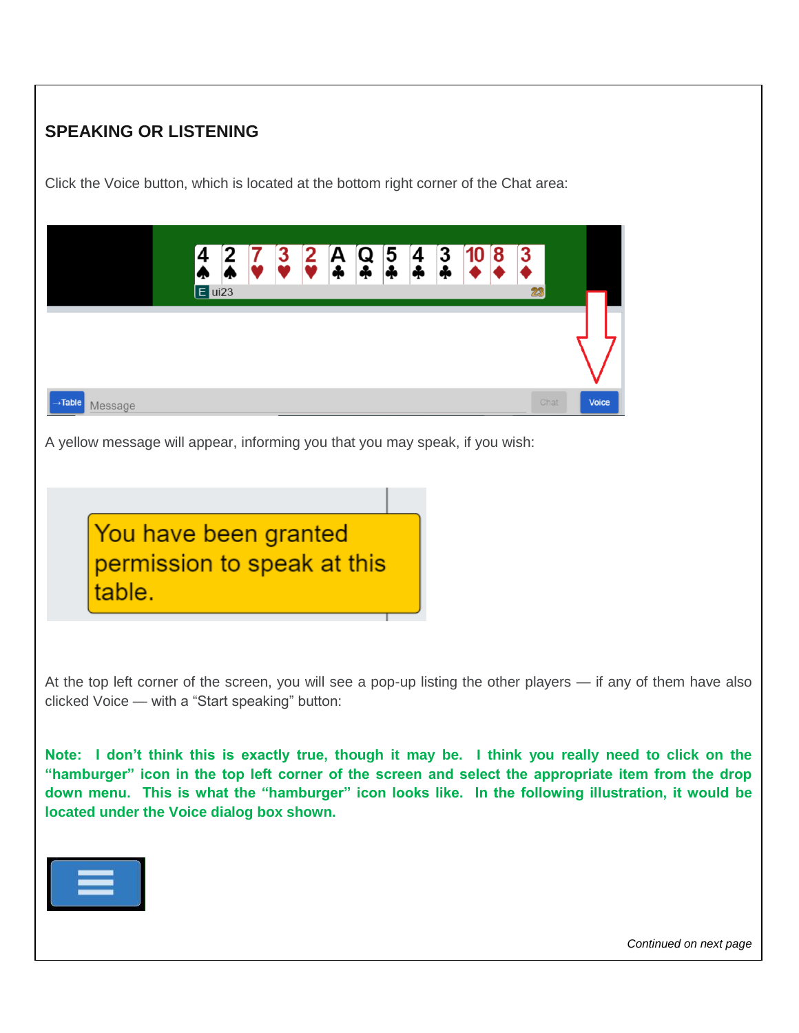## SPEAKING OR LISTENING

Click the Voice button, which is located at the bottom right corner of the Chat area:

A yellow message will appear, informing you that you may speak, if you wish:

At the top left corner of the screen, you will see a pop-up listing the other players — if any of them have also clicked Voice — with a "Start speaking" button:

**Note: I don't think this is exactly true, though it may be. I think you really need to click on the "hamburger" icon in the top left corner of the screen and select the appropriate item from the drop down menu. This is what the "hamburger" icon looks like. In the following illustration, it would be located under the Voice dialog box shown.**

*Continued on next page*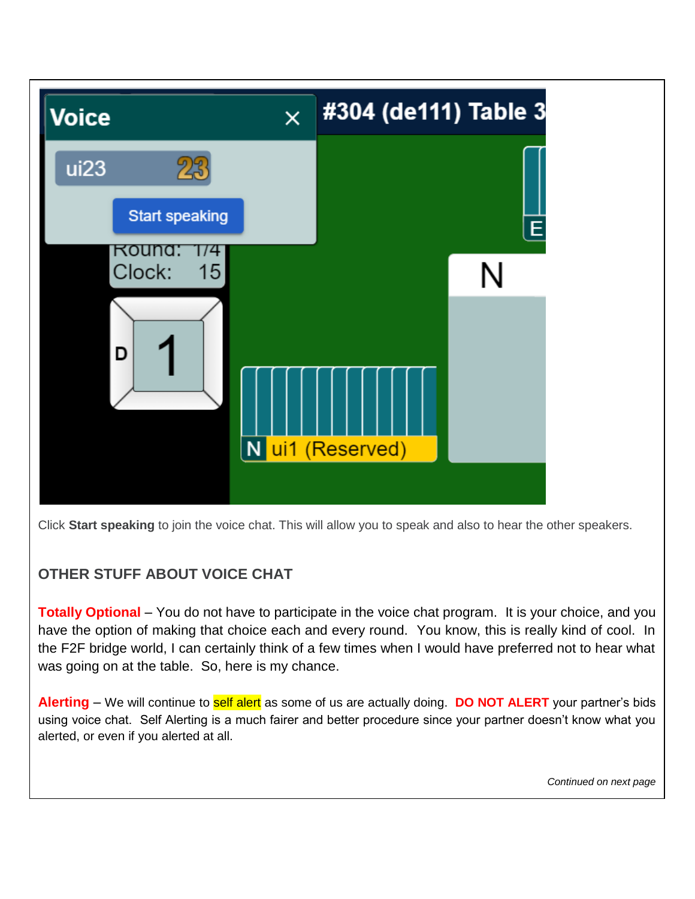Click **Start speaking** to join the voice chat. This will allow you to speak and also to hear the other speakers.

## OTHER STUFF ABOUT VOICE CHAT

**Totally Optional** – You do not have to participate in the voice chat program. It is your choice, and you have the option of making that choice each and every round. You know, this is really kind of cool. In the F2F bridge world, I can certainly think of a few times when I would have preferred not to hear what was going on at the table. So, here is my chance.

**Alerting** – We will continue to self alert as some of us are actually doing. **DO NOT ALERT** your partner's bids using voice chat. Self Alerting is a much fairer and better procedure since your partner doesn't know what you alerted, or even if you alerted at all.

*Continued on next page*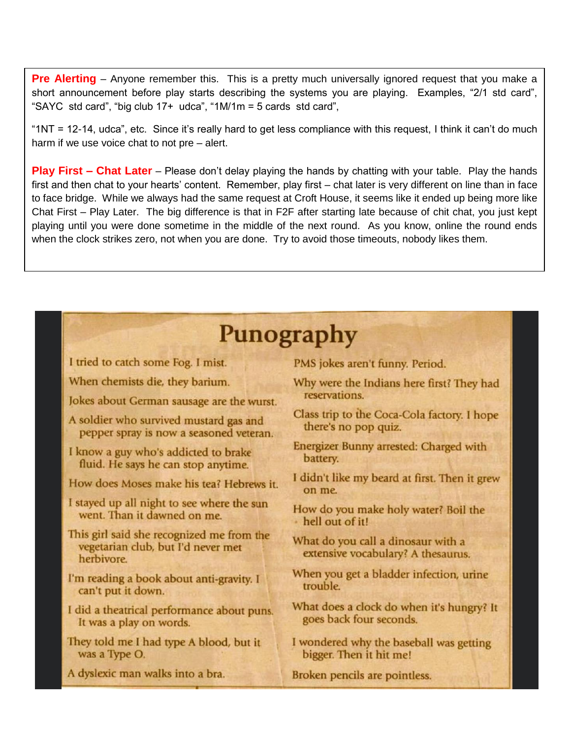**Pre Alerting** – Anyone remember this. This is a pretty much universally ignored request that you make a short announcement before play starts describing the systems you are playing. Examples, "2/1 std card", "SAYC std card", "big club 17+ udca", "1M/1m = 5 cards std card",

"1NT = 12-14, udca", etc. Since it's really hard to get less compliance with this request, I think it can't do much harm if we use voice chat to not pre – alert.

**Play First – Chat Later** – Please don't delay playing the hands by chatting with your table. Play the hands first and then chat to your hearts' content. Remember, play first – chat later is very different on line than in face to face bridge. While we always had the same request at Croft House, it seems like it ended up being more like Chat First – Play Later. The big difference is that in F2F after starting late because of chit chat, you just kept playing until you were done sometime in the middle of the next round. As you know, online the round ends when the clock strikes zero, not when you are done. Try to avoid those timeouts, nobody likes them.

# Punography

I tried to catch some Fog. I mist.

When chemists die, they barium.

Jokes about German sausage are the wurst.

A soldier who survived mustard gas and pepper spray is now a seasoned veteran.

I know a guy who's addicted to brake fluid. He says he can stop anytime.

How does Moses make his tea? Hebrews it.

I stayed up all night to see where the sun went. Than it dawned on me.

This girl said she recognized me from the vegetarian club, but I'd never met herbivore.

I'm reading a book about anti-gravity. I can't put it down.

I did a theatrical performance about puns. It was a play on words.

They told me I had type A blood, but it was a Type O.

A dyslexic man walks into a bra.

PMS jokes aren't funny. Period.

Why were the Indians here first? They had reservations.

Class trip to the Coca-Cola factory. I hope there's no pop quiz.

Energizer Bunny arrested: Charged with battery.

I didn't like my beard at first. Then it grew on me.

How do you make holy water? Boil the hell out of it!

What do you call a dinosaur with a extensive vocabulary? A thesaurus.

When you get a bladder infection, urine trouble.

What does a clock do when it's hungry? It goes back four seconds.

I wondered why the baseball was getting bigger. Then it hit me!

Broken pencils are pointless.